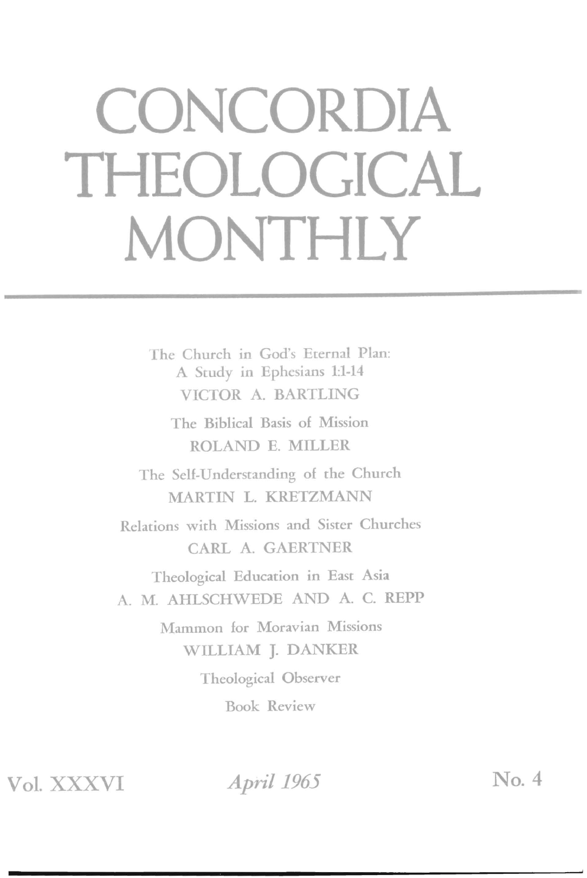# CONCORDIA THEOLOGICAL MONTHLY

The Church in God's Eternal Plan:
A Study in Ephesians 1:1-14
VICTOR A. BARTLING

The Biblical Basis of Mission
ROLAND E. MILLER

The Self-Understanding of the Church
MARTIN L. KRETZMANN

Relations with Missions and Sister Churches
CARL A. GAERTNER

Theological Education in East Asia
A. M. AHLSCHWEDE AND A. C. REPP

Mammon for Moravian Missions
WILLIAM J. DANKER

Theological Observer

Book Review

Vol. XXXVI *April 1965* No. 4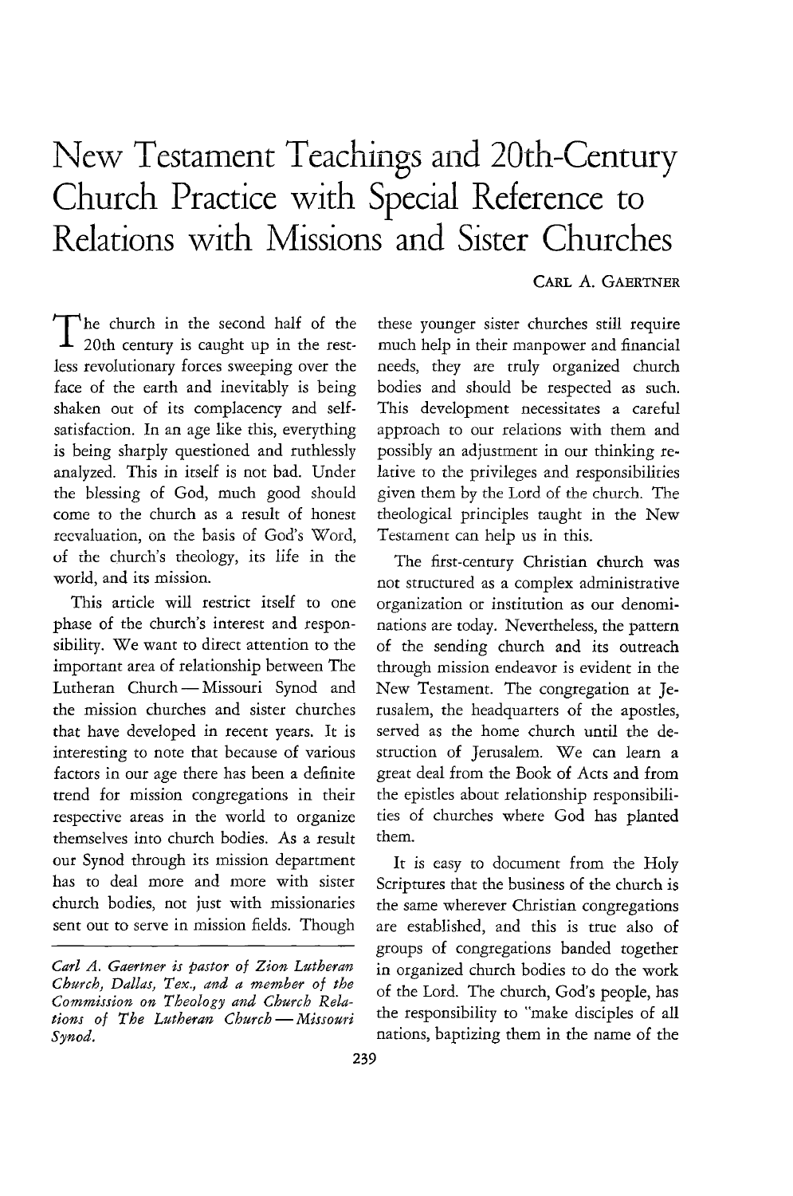# New Testament Teachings and 20th-Century Church Practice with Special Reference to Relations with Missions and Sister Churches

CARL A. GAERTNER

The church in the second half of the 20th century is caught up in the restless revolutionary forces sweeping over the face of the earth and inevitably is being shaken out of its complacency and self-satisfaction. In an age like this, everything is being sharply questioned and ruthlessly analyzed. This in itself is not bad. Under the blessing of God, much good should come to the church as a result of honest reevaluation, on the basis of God's Word, of the church's theology, its life in the world, and its mission.

This article will restrict itself to one phase of the church's interest and responsibility. We want to direct attention to the important area of relationship between The Lutheran Church — Missouri Synod and the mission churches and sister churches that have developed in recent years. It is interesting to note that because of various factors in our age there has been a definite trend for mission congregations in their respective areas in the world to organize themselves into church bodies. As a result our Synod through its mission department has to deal more and more with sister church bodies, not just with missionaries sent out to serve in mission fields. Though these younger sister churches still require much help in their manpower and financial needs, they are truly organized church bodies and should be respected as such. This development necessitates a careful approach to our relations with them and possibly an adjustment in our thinking relative to the privileges and responsibilities given them by the Lord of the church. The theological principles taught in the New Testament can help us in this.

The first-century Christian church was not structured as a complex administrative organization or institution as our denominations are today. Nevertheless, the pattern of the sending church and its outreach through mission endeavor is evident in the New Testament. The congregation at Jerusalem, the headquarters of the apostles, served as the home church until the destruction of Jerusalem. We can learn a great deal from the Book of Acts and from the epistles about relationship responsibilities of churches where God has planted them.

It is easy to document from the Holy Scriptures that the business of the church is the same wherever Christian congregations are established, and this is true also of groups of congregations banded together in organized church bodies to do the work of the Lord. The church, God's people, has the responsibility to "make disciples of all nations, baptizing them in the name of the

---

*Carl A. Gaertner is pastor of Zion Lutheran Church, Dallas, Tex., and a member of the Commission on Theology and Church Relations of The Lutheran Church — Missouri Synod.*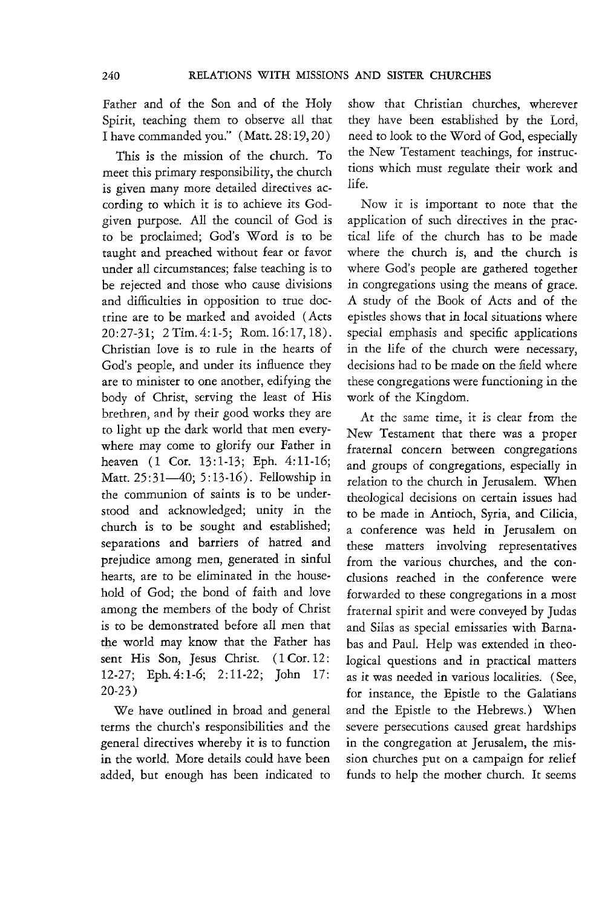Father and of the Son and of the Holy Spirit, teaching them to observe all that I have commanded you." (Matt. 28:19, 20)

This is the mission of the church. To meet this primary responsibility, the church is given many more detailed directives according to which it is to achieve its God-given purpose. All the council of God is to be proclaimed; God's Word is to be taught and preached without fear or favor under all circumstances; false teaching is to be rejected and those who cause divisions and difficulties in opposition to true doctrine are to be marked and avoided (Acts 20:27-31; 2 Tim. 4:1-5; Rom. 16:17, 18). Christian love is to rule in the hearts of God's people, and under its influence they are to minister to one another, edifying the body of Christ, serving the least of His brethren, and by their good works they are to light up the dark world that men everywhere may come to glorify our Father in heaven (1 Cor. 13:1-13; Eph. 4:11-16; Matt. 25:31—40; 5:13-16). Fellowship in the communion of saints is to be understood and acknowledged; unity in the church is to be sought and established; separations and barriers of hatred and prejudice among men, generated in sinful hearts, are to be eliminated in the household of God; the bond of faith and love among the members of the body of Christ is to be demonstrated before all men that the world may know that the Father has sent His Son, Jesus Christ. (1 Cor. 12:12-27; Eph. 4:1-6; 2:11-22; John 17:20-23)

We have outlined in broad and general terms the church's responsibilities and the general directives whereby it is to function in the world. More details could have been added, but enough has been indicated to show that Christian churches, wherever they have been established by the Lord, need to look to the Word of God, especially the New Testament teachings, for instructions which must regulate their work and life.

Now it is important to note that the application of such directives in the practical life of the church has to be made where the church is, and the church is where God's people are gathered together in congregations using the means of grace. A study of the Book of Acts and of the epistles shows that in local situations where special emphasis and specific applications in the life of the church were necessary, decisions had to be made on the field where these congregations were functioning in the work of the Kingdom.

At the same time, it is clear from the New Testament that there was a proper fraternal concern between congregations and groups of congregations, especially in relation to the church in Jerusalem. When theological decisions on certain issues had to be made in Antioch, Syria, and Cilicia, a conference was held in Jerusalem on these matters involving representatives from the various churches, and the conclusions reached in the conference were forwarded to these congregations in a most fraternal spirit and were conveyed by Judas and Silas as special emissaries with Barnabas and Paul. Help was extended in theological questions and in practical matters as it was needed in various localities. (See, for instance, the Epistle to the Galatians and the Epistle to the Hebrews.) When severe persecutions caused great hardships in the congregation at Jerusalem, the mission churches put on a campaign for relief funds to help the mother church. It seems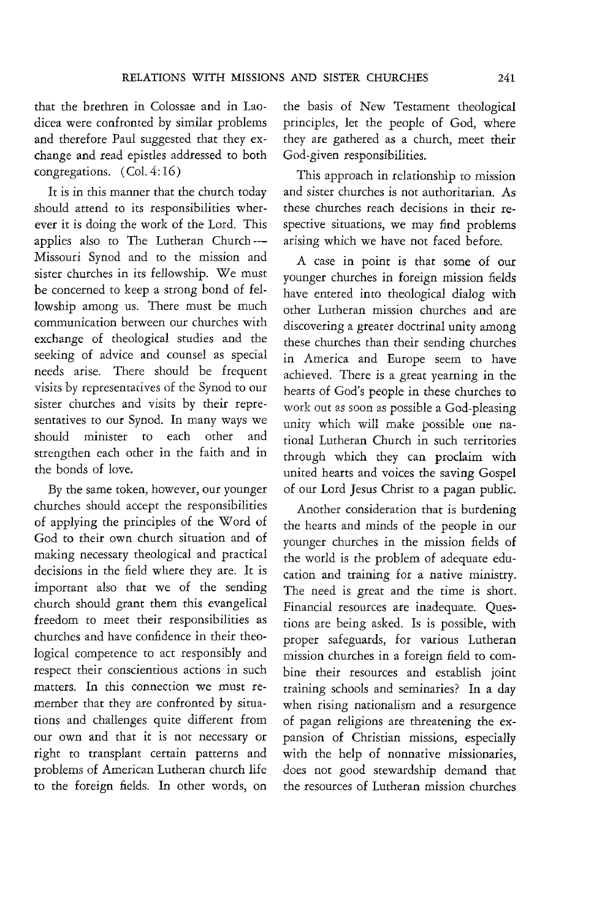that the brethren in Colossae and in Laodicea were confronted by similar problems and therefore Paul suggested that they exchange and read epistles addressed to both congregations. (Col. 4:16)

It is in this manner that the church today should attend to its responsibilities wherever it is doing the work of the Lord. This applies also to The Lutheran Church — Missouri Synod and to the mission and sister churches in its fellowship. We must be concerned to keep a strong bond of fellowship among us. There must be much communication between our churches with exchange of theological studies and the seeking of advice and counsel as special needs arise. There should be frequent visits by representatives of the Synod to our sister churches and visits by their representatives to our Synod. In many ways we should minister to each other and strengthen each other in the faith and in the bonds of love.

By the same token, however, our younger churches should accept the responsibilities of applying the principles of the Word of God to their own church situation and of making necessary theological and practical decisions in the field where they are. It is important also that we of the sending church should grant them this evangelical freedom to meet their responsibilities as churches and have confidence in their theological competence to act responsibly and respect their conscientious actions in such matters. In this connection we must remember that they are confronted by situations and challenges quite different from our own and that it is not necessary or right to transplant certain patterns and problems of American Lutheran church life to the foreign fields. In other words, on the basis of New Testament theological principles, let the people of God, where they are gathered as a church, meet their God-given responsibilities.

This approach in relationship to mission and sister churches is not authoritarian. As these churches reach decisions in their respective situations, we may find problems arising which we have not faced before.

A case in point is that some of our younger churches in foreign mission fields have entered into theological dialog with other Lutheran mission churches and are discovering a greater doctrinal unity among these churches than their sending churches in America and Europe seem to have achieved. There is a great yearning in the hearts of God's people in these churches to work out as soon as possible a God-pleasing unity which will make possible one national Lutheran Church in such territories through which they can proclaim with united hearts and voices the saving Gospel of our Lord Jesus Christ to a pagan public.

Another consideration that is burdening the hearts and minds of the people in our younger churches in the mission fields of the world is the problem of adequate education and training for a native ministry. The need is great and the time is short. Financial resources are inadequate. Questions are being asked. Is is possible, with proper safeguards, for various Lutheran mission churches in a foreign field to combine their resources and establish joint training schools and seminaries? In a day when rising nationalism and a resurgence of pagan religions are threatening the expansion of Christian missions, especially with the help of nonnative missionaries, does not good stewardship demand that the resources of Lutheran mission churches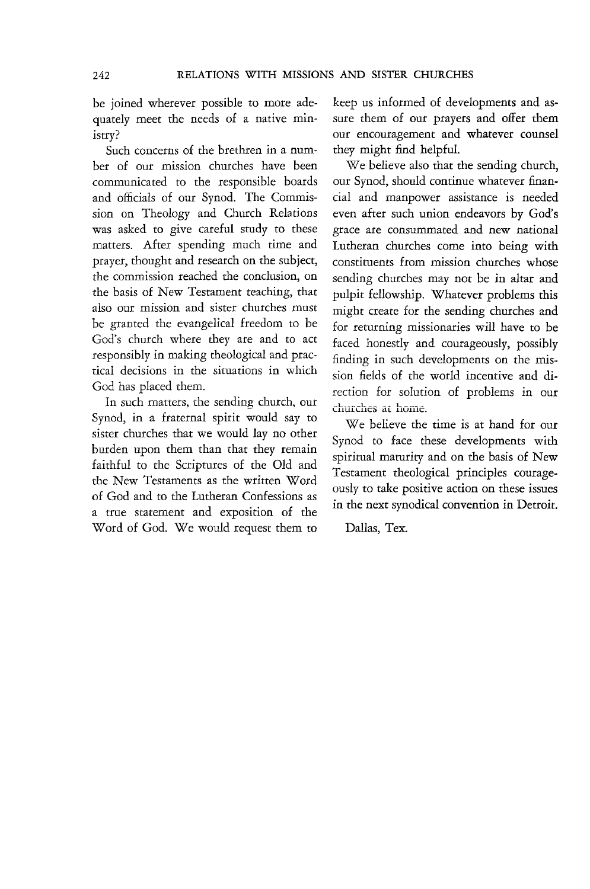be joined wherever possible to more adequately meet the needs of a native ministry?

Such concerns of the brethren in a number of our mission churches have been communicated to the responsible boards and officials of our Synod. The Commission on Theology and Church Relations was asked to give careful study to these matters. After spending much time and prayer, thought and research on the subject, the commission reached the conclusion, on the basis of New Testament teaching, that also our mission and sister churches must be granted the evangelical freedom to be God's church where they are and to act responsibly in making theological and practical decisions in the situations in which God has placed them.

In such matters, the sending church, our Synod, in a fraternal spirit would say to sister churches that we would lay no other burden upon them than that they remain faithful to the Scriptures of the Old and the New Testaments as the written Word of God and to the Lutheran Confessions as a true statement and exposition of the Word of God. We would request them to keep us informed of developments and assure them of our prayers and offer them our encouragement and whatever counsel they might find helpful.

We believe also that the sending church, our Synod, should continue whatever financial and manpower assistance is needed even after such union endeavors by God's grace are consummated and new national Lutheran churches come into being with constituents from mission churches whose sending churches may not be in altar and pulpit fellowship. Whatever problems this might create for the sending churches and for returning missionaries will have to be faced honestly and courageously, possibly finding in such developments on the mission fields of the world incentive and direction for solution of problems in our churches at home.

We believe the time is at hand for our Synod to face these developments with spiritual maturity and on the basis of New Testament theological principles courageously to take positive action on these issues in the next synodical convention in Detroit.

Dallas, Tex.